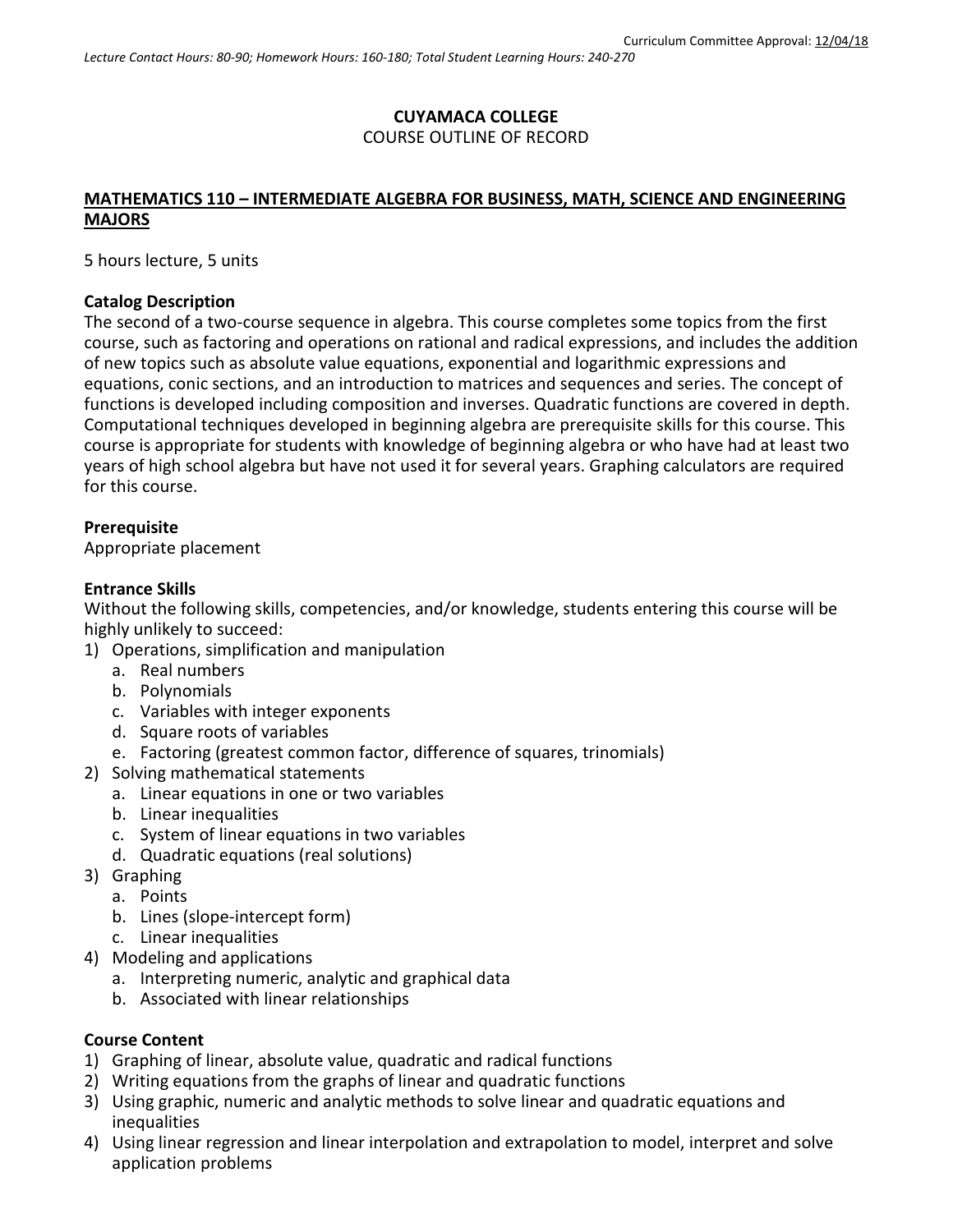Curriculum Committee Approval: 12/04/18

*Lecture Contact Hours: 80-90; Homework Hours: 160-180; Total Student Learning Hours: 240-270*

**CUYAMACA COLLEGE**

COURSE OUTLINE OF RECORD

## MATHEMATICS 110 – INTERMEDIATE ALGEBRA FOR BUSINESS, MATH, SCIENCE AND ENGINEERING MAJORS

5 hours lecture, 5 units

### Catalog Description

The second of a two-course sequence in algebra. This course completes some topics from the first course, such as factoring and operations on rational and radical expressions, and includes the addition of new topics such as absolute value equations, exponential and logarithmic expressions and equations, conic sections, and an introduction to matrices and sequences and series. The concept of functions is developed including composition and inverses. Quadratic functions are covered in depth. Computational techniques developed in beginning algebra are prerequisite skills for this course. This course is appropriate for students with knowledge of beginning algebra or who have had at least two years of high school algebra but have not used it for several years. Graphing calculators are required for this course.

### Prerequisite

Appropriate placement

### Entrance Skills

Without the following skills, competencies, and/or knowledge, students entering this course will be highly unlikely to succeed:

1) Operations, simplification and manipulation
   a. Real numbers
   b. Polynomials
   c. Variables with integer exponents
   d. Square roots of variables
   e. Factoring (greatest common factor, difference of squares, trinomials)
2) Solving mathematical statements
   a. Linear equations in one or two variables
   b. Linear inequalities
   c. System of linear equations in two variables
   d. Quadratic equations (real solutions)
3) Graphing
   a. Points
   b. Lines (slope-intercept form)
   c. Linear inequalities
4) Modeling and applications
   a. Interpreting numeric, analytic and graphical data
   b. Associated with linear relationships

### Course Content

1) Graphing of linear, absolute value, quadratic and radical functions
2) Writing equations from the graphs of linear and quadratic functions
3) Using graphic, numeric and analytic methods to solve linear and quadratic equations and inequalities
4) Using linear regression and linear interpolation and extrapolation to model, interpret and solve application problems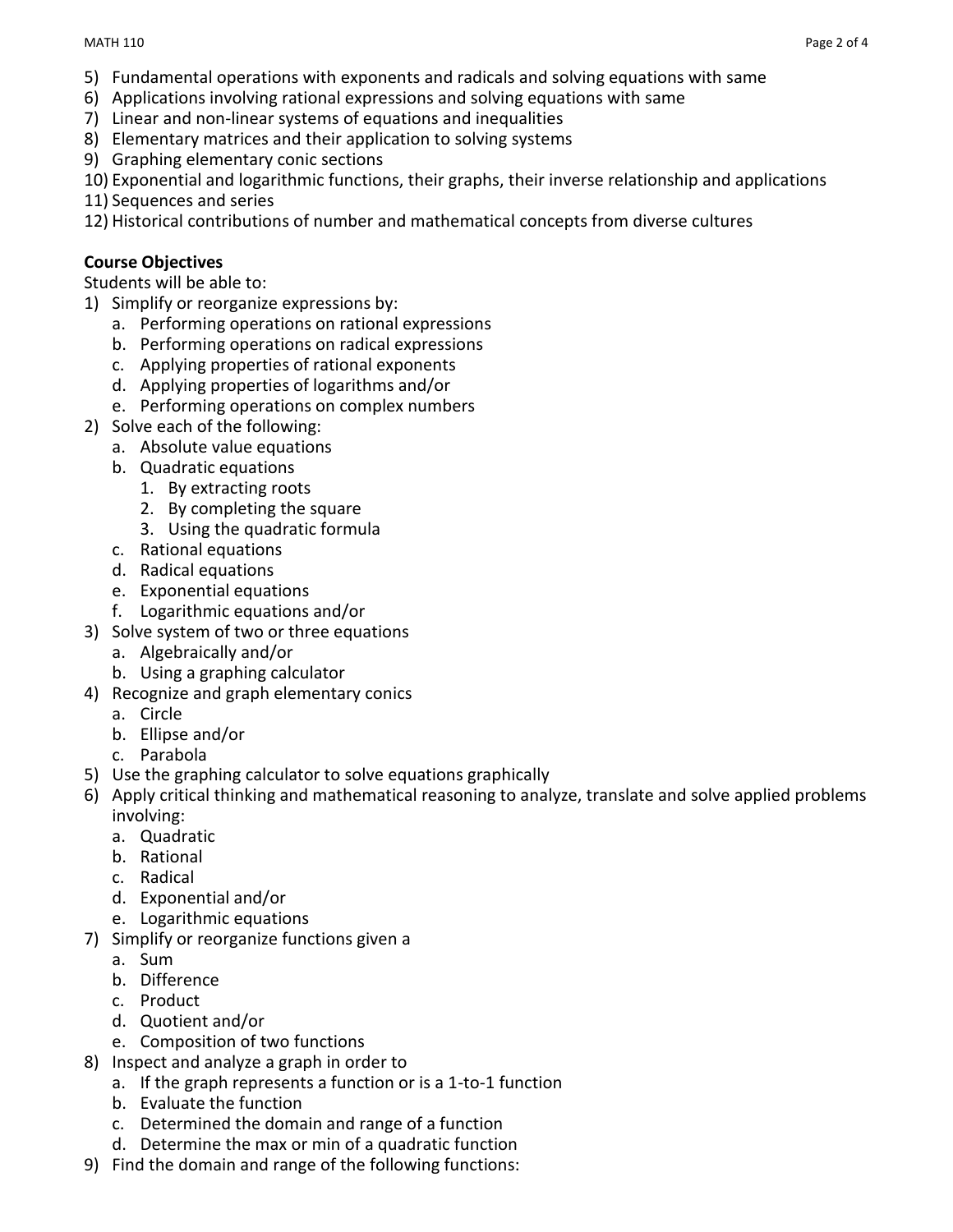5) Fundamental operations with exponents and radicals and solving equations with same
6) Applications involving rational expressions and solving equations with same
7) Linear and non-linear systems of equations and inequalities
8) Elementary matrices and their application to solving systems
9) Graphing elementary conic sections
10) Exponential and logarithmic functions, their graphs, their inverse relationship and applications
11) Sequences and series
12) Historical contributions of number and mathematical concepts from diverse cultures

**Course Objectives**

Students will be able to:

1) Simplify or reorganize expressions by:
   a. Performing operations on rational expressions
   b. Performing operations on radical expressions
   c. Applying properties of rational exponents
   d. Applying properties of logarithms and/or
   e. Performing operations on complex numbers
2) Solve each of the following:
   a. Absolute value equations
   b. Quadratic equations
      1. By extracting roots
      2. By completing the square
      3. Using the quadratic formula
   c. Rational equations
   d. Radical equations
   e. Exponential equations
   f. Logarithmic equations and/or
3) Solve system of two or three equations
   a. Algebraically and/or
   b. Using a graphing calculator
4) Recognize and graph elementary conics
   a. Circle
   b. Ellipse and/or
   c. Parabola
5) Use the graphing calculator to solve equations graphically
6) Apply critical thinking and mathematical reasoning to analyze, translate and solve applied problems involving:
   a. Quadratic
   b. Rational
   c. Radical
   d. Exponential and/or
   e. Logarithmic equations
7) Simplify or reorganize functions given a
   a. Sum
   b. Difference
   c. Product
   d. Quotient and/or
   e. Composition of two functions
8) Inspect and analyze a graph in order to
   a. If the graph represents a function or is a 1-to-1 function
   b. Evaluate the function
   c. Determined the domain and range of a function
   d. Determine the max or min of a quadratic function
9) Find the domain and range of the following functions: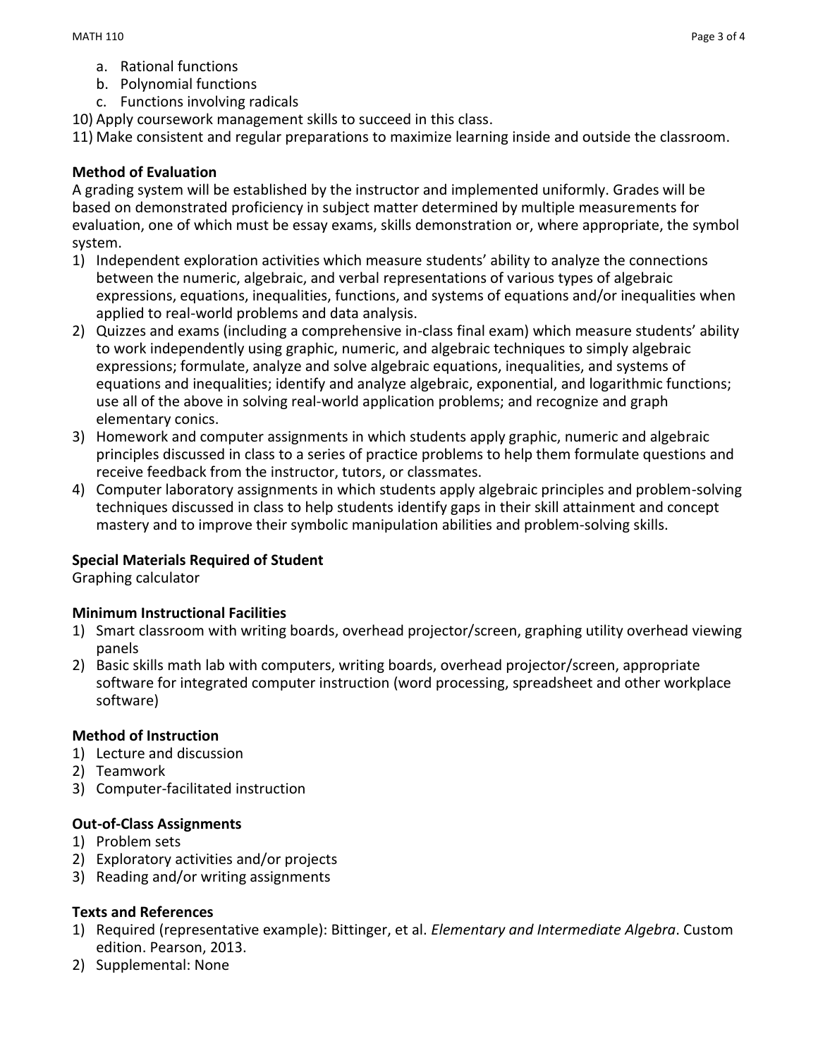a. Rational functions
   b. Polynomial functions
   c. Functions involving radicals
10) Apply coursework management skills to succeed in this class.
11) Make consistent and regular preparations to maximize learning inside and outside the classroom.

**Method of Evaluation**

A grading system will be established by the instructor and implemented uniformly. Grades will be based on demonstrated proficiency in subject matter determined by multiple measurements for evaluation, one of which must be essay exams, skills demonstration or, where appropriate, the symbol system.

1) Independent exploration activities which measure students' ability to analyze the connections between the numeric, algebraic, and verbal representations of various types of algebraic expressions, equations, inequalities, functions, and systems of equations and/or inequalities when applied to real-world problems and data analysis.
2) Quizzes and exams (including a comprehensive in-class final exam) which measure students' ability to work independently using graphic, numeric, and algebraic techniques to simply algebraic expressions; formulate, analyze and solve algebraic equations, inequalities, and systems of equations and inequalities; identify and analyze algebraic, exponential, and logarithmic functions; use all of the above in solving real-world application problems; and recognize and graph elementary conics.
3) Homework and computer assignments in which students apply graphic, numeric and algebraic principles discussed in class to a series of practice problems to help them formulate questions and receive feedback from the instructor, tutors, or classmates.
4) Computer laboratory assignments in which students apply algebraic principles and problem-solving techniques discussed in class to help students identify gaps in their skill attainment and concept mastery and to improve their symbolic manipulation abilities and problem-solving skills.

**Special Materials Required of Student**

Graphing calculator

**Minimum Instructional Facilities**

1) Smart classroom with writing boards, overhead projector/screen, graphing utility overhead viewing panels
2) Basic skills math lab with computers, writing boards, overhead projector/screen, appropriate software for integrated computer instruction (word processing, spreadsheet and other workplace software)

**Method of Instruction**

1) Lecture and discussion
2) Teamwork
3) Computer-facilitated instruction

**Out-of-Class Assignments**

1) Problem sets
2) Exploratory activities and/or projects
3) Reading and/or writing assignments

**Texts and References**

1) Required (representative example): Bittinger, et al. *Elementary and Intermediate Algebra*. Custom edition. Pearson, 2013.
2) Supplemental: None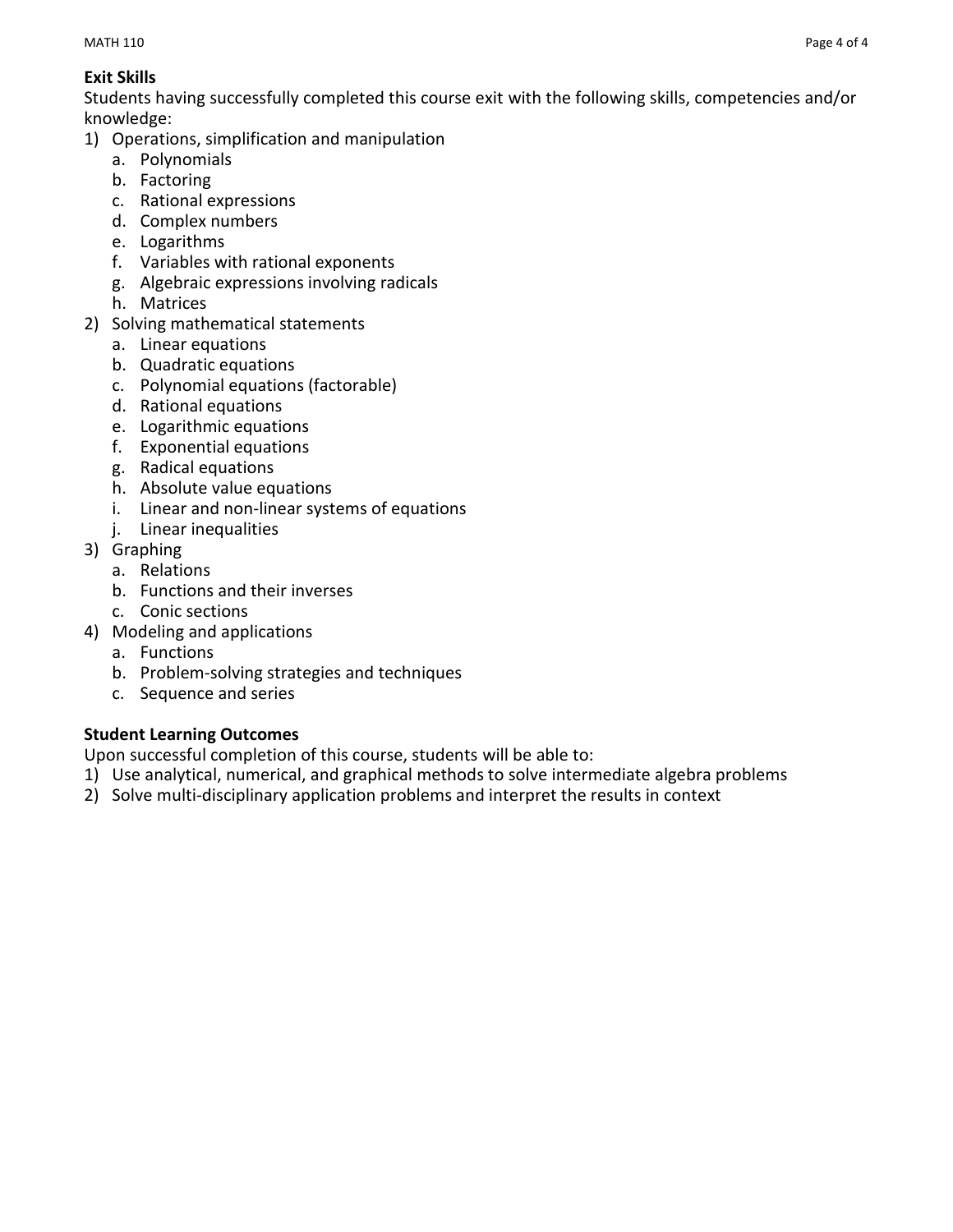**Exit Skills**

Students having successfully completed this course exit with the following skills, competencies and/or knowledge:

1) Operations, simplification and manipulation
   a. Polynomials
   b. Factoring
   c. Rational expressions
   d. Complex numbers
   e. Logarithms
   f. Variables with rational exponents
   g. Algebraic expressions involving radicals
   h. Matrices
2) Solving mathematical statements
   a. Linear equations
   b. Quadratic equations
   c. Polynomial equations (factorable)
   d. Rational equations
   e. Logarithmic equations
   f. Exponential equations
   g. Radical equations
   h. Absolute value equations
   i. Linear and non-linear systems of equations
   j. Linear inequalities
3) Graphing
   a. Relations
   b. Functions and their inverses
   c. Conic sections
4) Modeling and applications
   a. Functions
   b. Problem-solving strategies and techniques
   c. Sequence and series

**Student Learning Outcomes**

Upon successful completion of this course, students will be able to:

1) Use analytical, numerical, and graphical methods to solve intermediate algebra problems
2) Solve multi-disciplinary application problems and interpret the results in context